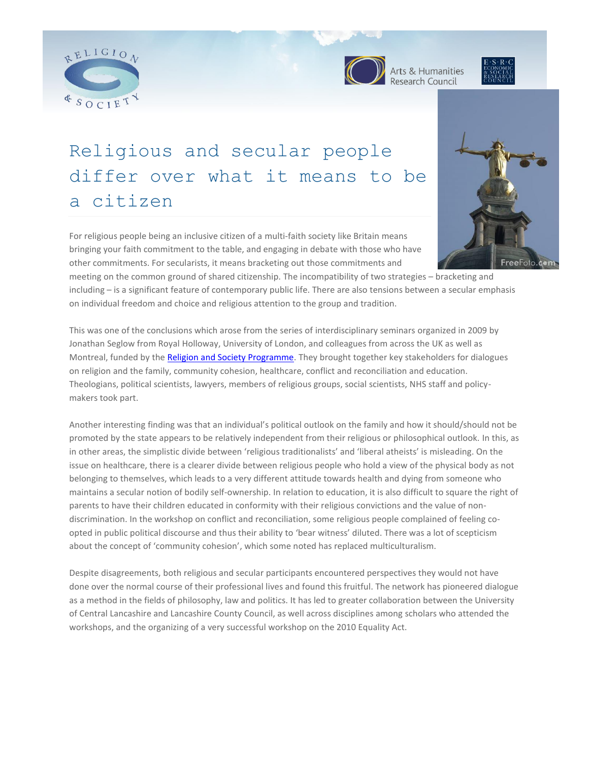# Religious and secular people differ over what it means to be a citizen

For religious people being an inclusive citizen of a multi-faith society like Britain means bringing your faith commitment to the table, and engaging in debate with those who have other commitments. For secularists, it means bracketing out those commitments and meeting on the common ground of shared citizenship. The incompatibility of two strategies – bracketing and including – is a significant feature of contemporary public life. There are also tensions between a secular emphasis on individual freedom and choice and religious attention to the group and tradition.

This was one of the conclusions which arose from the series of interdisciplinary seminars organized in 2009 by Jonathan Seglow from Royal Holloway, University of London, and colleagues from across the UK as well as Montreal, funded by the Religion and Society Programme. They brought together key stakeholders for dialogues on religion and the family, community cohesion, healthcare, conflict and reconciliation and education. Theologians, political scientists, lawyers, members of religious groups, social scientists, NHS staff and policy-makers took part.

Another interesting finding was that an individual's political outlook on the family and how it should/should not be promoted by the state appears to be relatively independent from their religious or philosophical outlook. In this, as in other areas, the simplistic divide between 'religious traditionalists' and 'liberal atheists' is misleading. On the issue on healthcare, there is a clearer divide between religious people who hold a view of the physical body as not belonging to themselves, which leads to a very different attitude towards health and dying from someone who maintains a secular notion of bodily self-ownership. In relation to education, it is also difficult to square the right of parents to have their children educated in conformity with their religious convictions and the value of non-discrimination. In the workshop on conflict and reconciliation, some religious people complained of feeling co-opted in public political discourse and thus their ability to 'bear witness' diluted. There was a lot of scepticism about the concept of 'community cohesion', which some noted has replaced multiculturalism.

Despite disagreements, both religious and secular participants encountered perspectives they would not have done over the normal course of their professional lives and found this fruitful. The network has pioneered dialogue as a method in the fields of philosophy, law and politics. It has led to greater collaboration between the University of Central Lancashire and Lancashire County Council, as well across disciplines among scholars who attended the workshops, and the organizing of a very successful workshop on the 2010 Equality Act.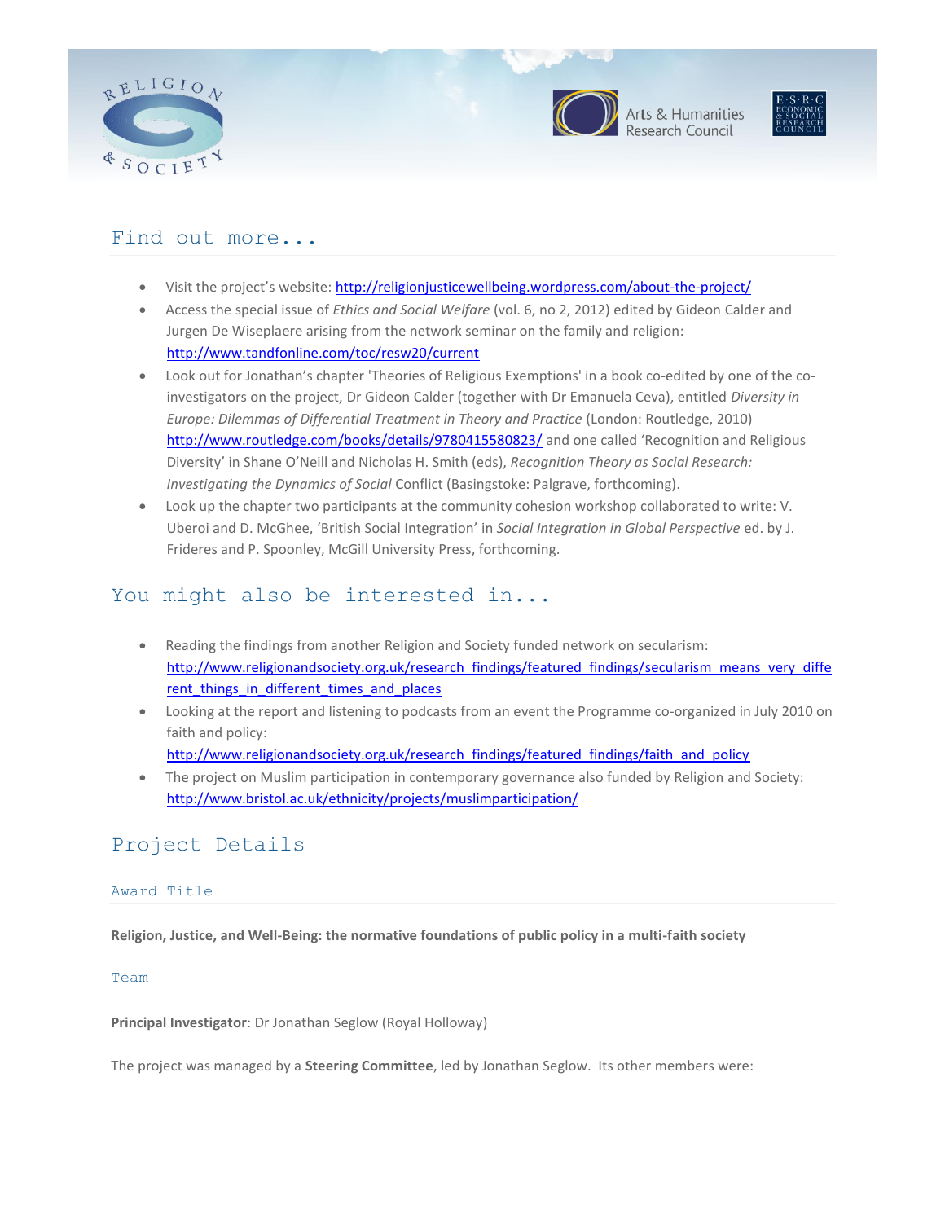## Find out more...

- Visit the project's website: http://religionjusticewellbeing.wordpress.com/about-the-project/
- Access the special issue of *Ethics and Social Welfare* (vol. 6, no 2, 2012) edited by Gideon Calder and Jurgen De Wiseplaere arising from the network seminar on the family and religion: http://www.tandfonline.com/toc/resw20/current
- Look out for Jonathan's chapter 'Theories of Religious Exemptions' in a book co-edited by one of the co-investigators on the project, Dr Gideon Calder (together with Dr Emanuela Ceva), entitled *Diversity in Europe: Dilemmas of Differential Treatment in Theory and Practice* (London: Routledge, 2010) http://www.routledge.com/books/details/9780415580823/ and one called 'Recognition and Religious Diversity' in Shane O'Neill and Nicholas H. Smith (eds), *Recognition Theory as Social Research: Investigating the Dynamics of Social* Conflict (Basingstoke: Palgrave, forthcoming).
- Look up the chapter two participants at the community cohesion workshop collaborated to write: V. Uberoi and D. McGhee, 'British Social Integration' in *Social Integration in Global Perspective* ed. by J. Frideres and P. Spoonley, McGill University Press, forthcoming.

## You might also be interested in...

- Reading the findings from another Religion and Society funded network on secularism: http://www.religionandsociety.org.uk/research_findings/featured_findings/secularism_means_very_different_things_in_different_times_and_places
- Looking at the report and listening to podcasts from an event the Programme co-organized in July 2010 on faith and policy: http://www.religionandsociety.org.uk/research_findings/featured_findings/faith_and_policy
- The project on Muslim participation in contemporary governance also funded by Religion and Society: http://www.bristol.ac.uk/ethnicity/projects/muslimparticipation/

## Project Details

### Award Title

**Religion, Justice, and Well-Being: the normative foundations of public policy in a multi-faith society**

### Team

**Principal Investigator**: Dr Jonathan Seglow (Royal Holloway)

The project was managed by a **Steering Committee**, led by Jonathan Seglow. Its other members were: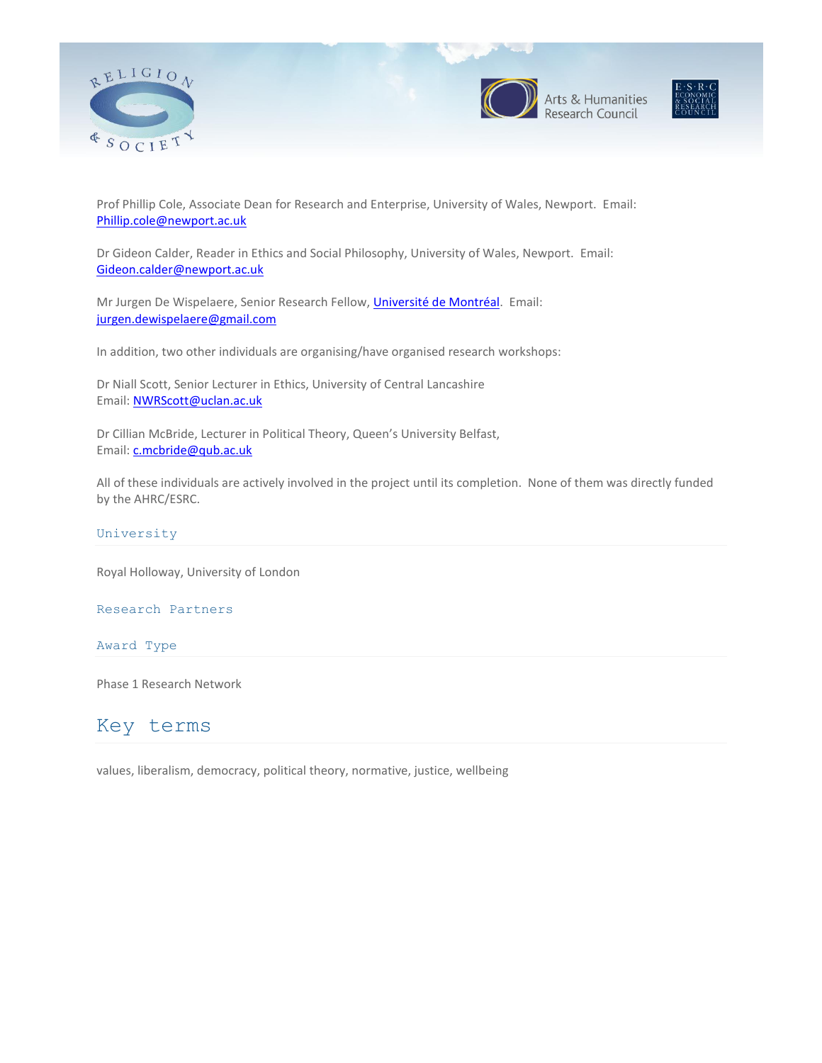Prof Phillip Cole, Associate Dean for Research and Enterprise, University of Wales, Newport. Email: Phillip.cole@newport.ac.uk

Dr Gideon Calder, Reader in Ethics and Social Philosophy, University of Wales, Newport. Email: Gideon.calder@newport.ac.uk

Mr Jurgen De Wispelaere, Senior Research Fellow, Université de Montréal. Email: jurgen.dewispelaere@gmail.com

In addition, two other individuals are organising/have organised research workshops:

Dr Niall Scott, Senior Lecturer in Ethics, University of Central Lancashire
Email: NWRScott@uclan.ac.uk

Dr Cillian McBride, Lecturer in Political Theory, Queen's University Belfast,
Email: c.mcbride@qub.ac.uk

All of these individuals are actively involved in the project until its completion. None of them was directly funded by the AHRC/ESRC.

### University

Royal Holloway, University of London

### Research Partners

### Award Type

Phase 1 Research Network

## Key terms

values, liberalism, democracy, political theory, normative, justice, wellbeing